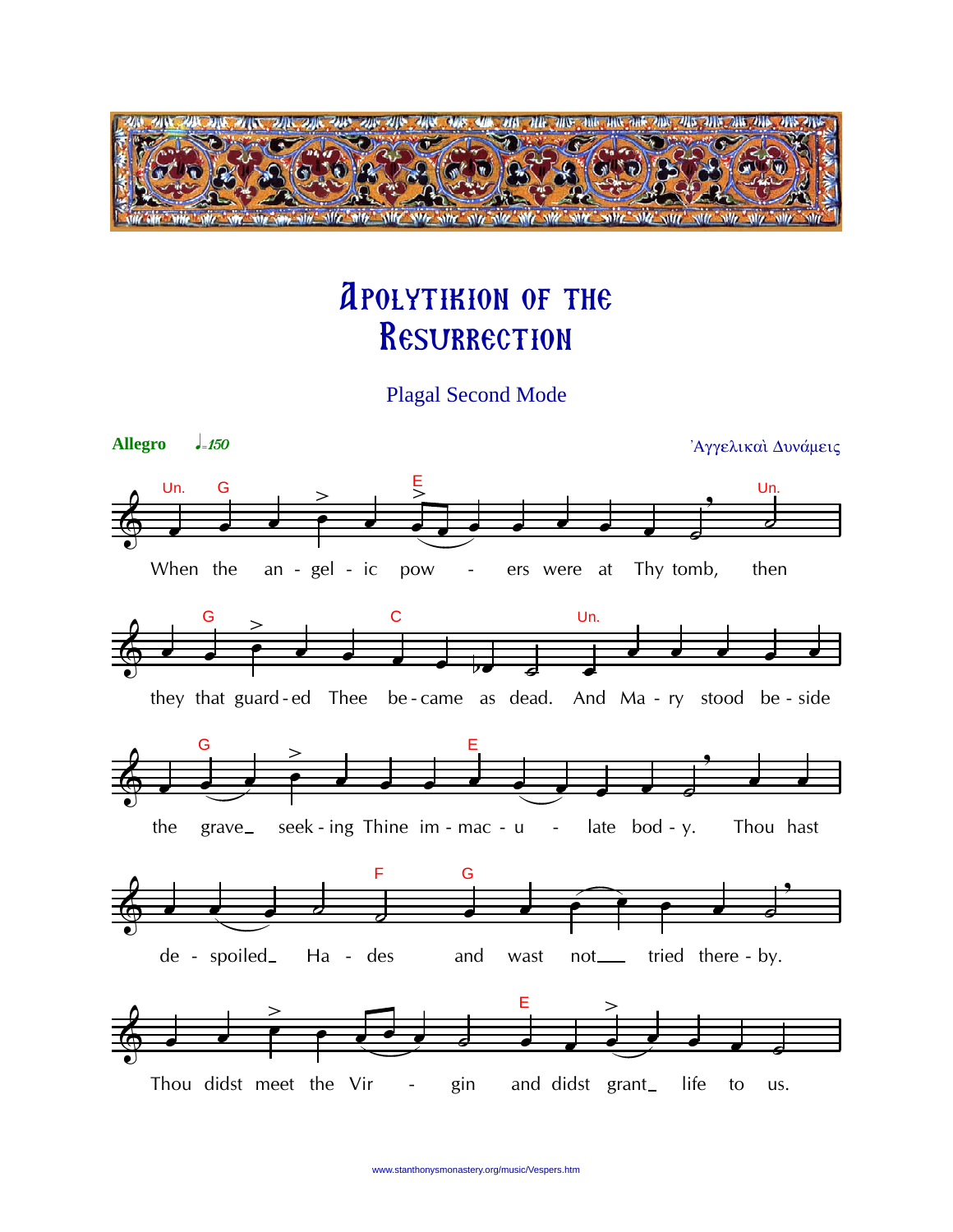# Apolytikion of the Resurrection

Plagal Second Mode

**Allegro** ♩=150

Ἀγγελικαὶ Δυνάμεις

When the angelic powers were at Thy tomb, then they that guarded Thee became as dead. And Mary stood beside the grave seeking Thine immaculate body. Thou hast despoiled Hades and wast not tried thereby. Thou didst meet the Virgin and didst grant life to us.

www.stanthonysmonastery.org/music/Vespers.htm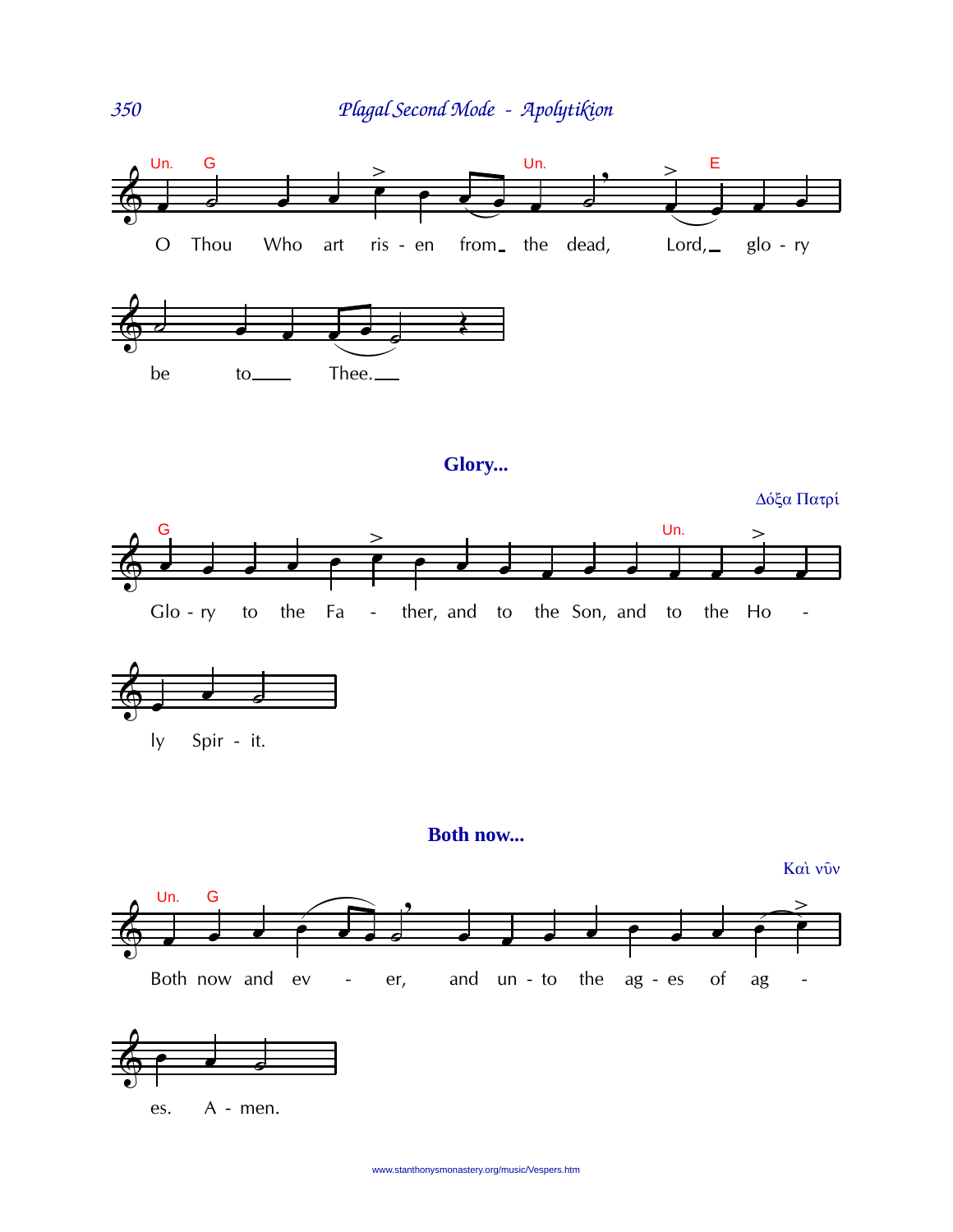O Thou Who art ris - en from the dead, Lord, glo - ry be to Thee.

## Glory...

Δόξα Πατρί

Glo - ry to the Fa - ther, and to the Son, and to the Ho - ly Spir - it.

## Both now...

Καὶ νῦν

Both now and ev - er, and un - to the ag - es of ag - es. A - men.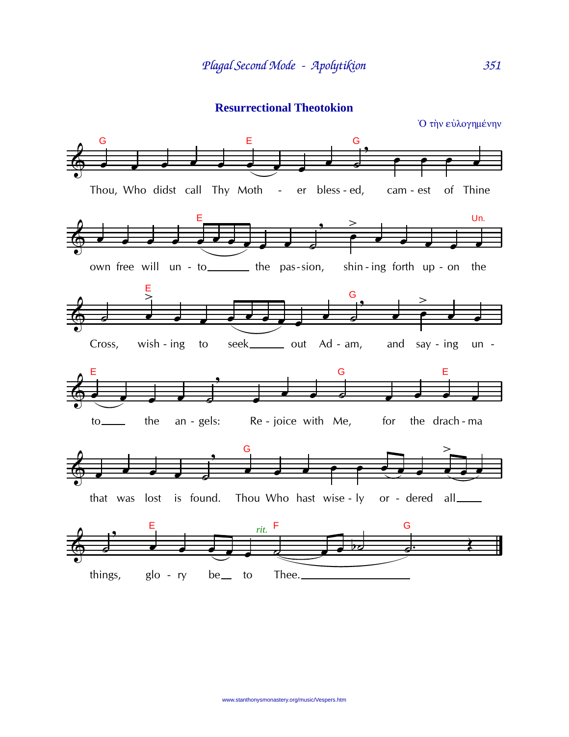## Resurrectional Theotokion

Ὁ τὴν εὐλογημένην

Thou, Who didst call Thy Moth - er bless - ed, cam - est of Thine own free will un - to the pas-sion, shin - ing forth up - on the Cross, wish - ing to seek out Ad - am, and say - ing un - to the an - gels: Re - joice with Me, for the drach - ma that was lost is found. Thou Who hast wise - ly or - dered all things, glo - ry be to Thee.

www.stanthonysmonastery.org/music/Vespers.htm